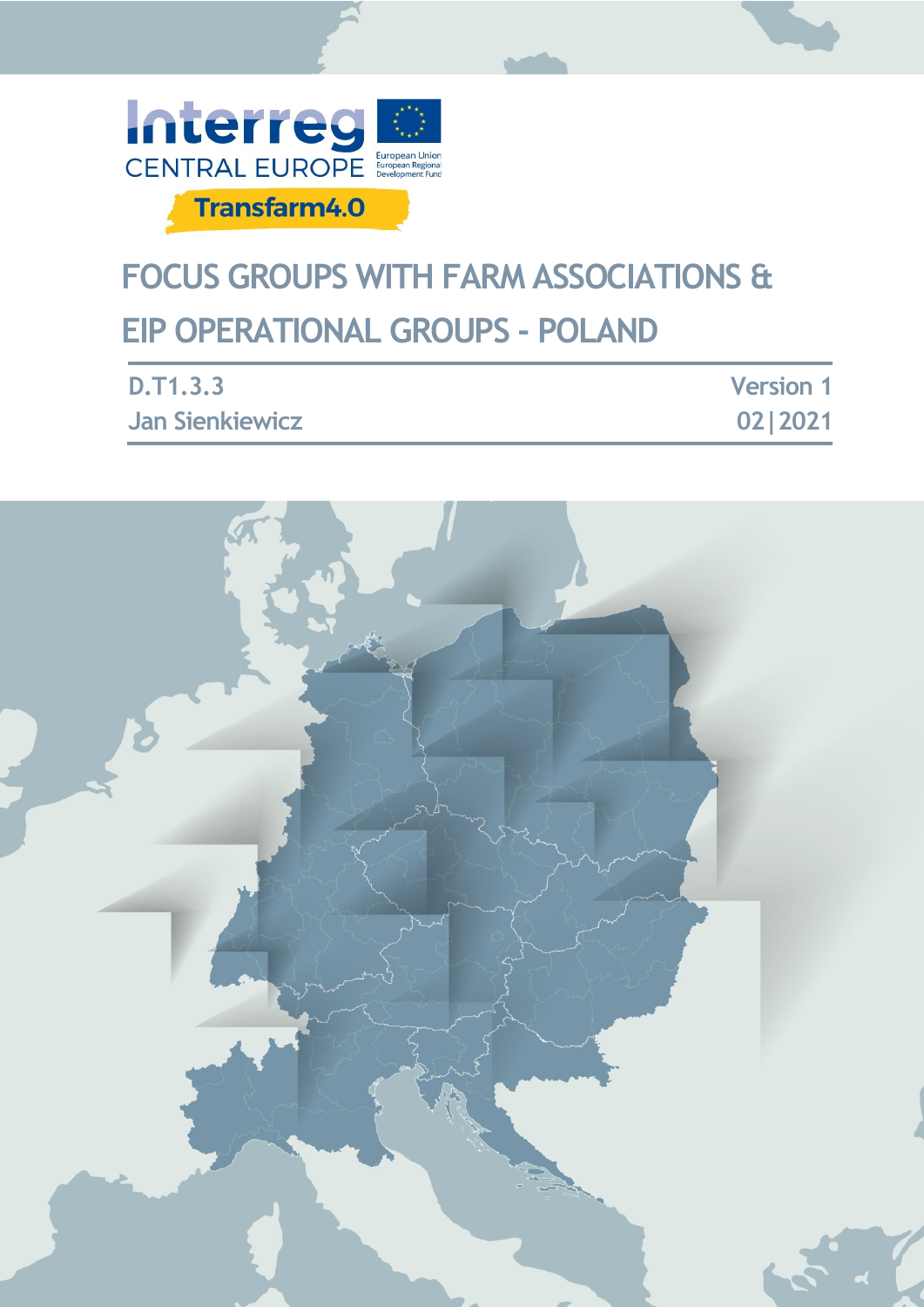Interreg
CENTRAL EUROPE

European Union
European Regional Development Fund

Transfarm4.0

# FOCUS GROUPS WITH FARM ASSOCIATIONS & EIP OPERATIONAL GROUPS - POLAND

**D.T1.3.3** | **Version 1**

**Jan Sienkiewicz** | **02|2021**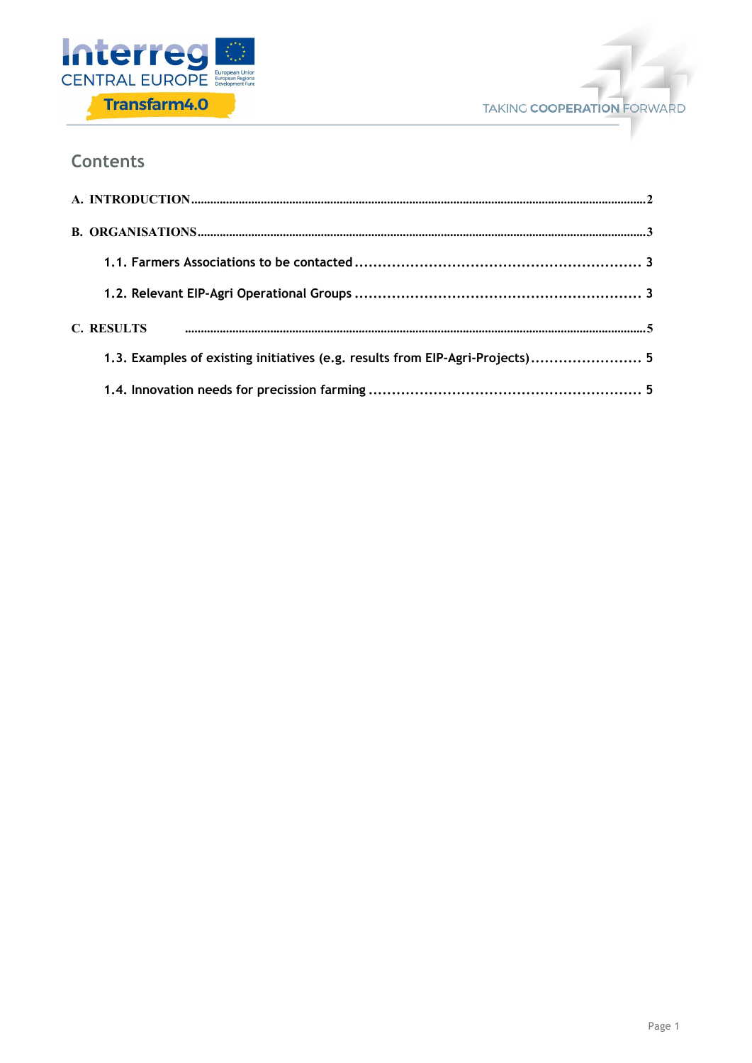## Contents

A. INTRODUCTION ........................................................................................................................... 2

B. ORGANISATIONS ......................................................................................................................... 3

- 1.1. Farmers Associations to be contacted ............................................................ 3
- 1.2. Relevant EIP-Agri Operational Groups ............................................................ 3

C. RESULTS ...................................................................................................................................... 5

- 1.3. Examples of existing initiatives (e.g. results from EIP-Agri-Projects) ........................ 5
- 1.4. Innovation needs for precission farming ......................................................... 5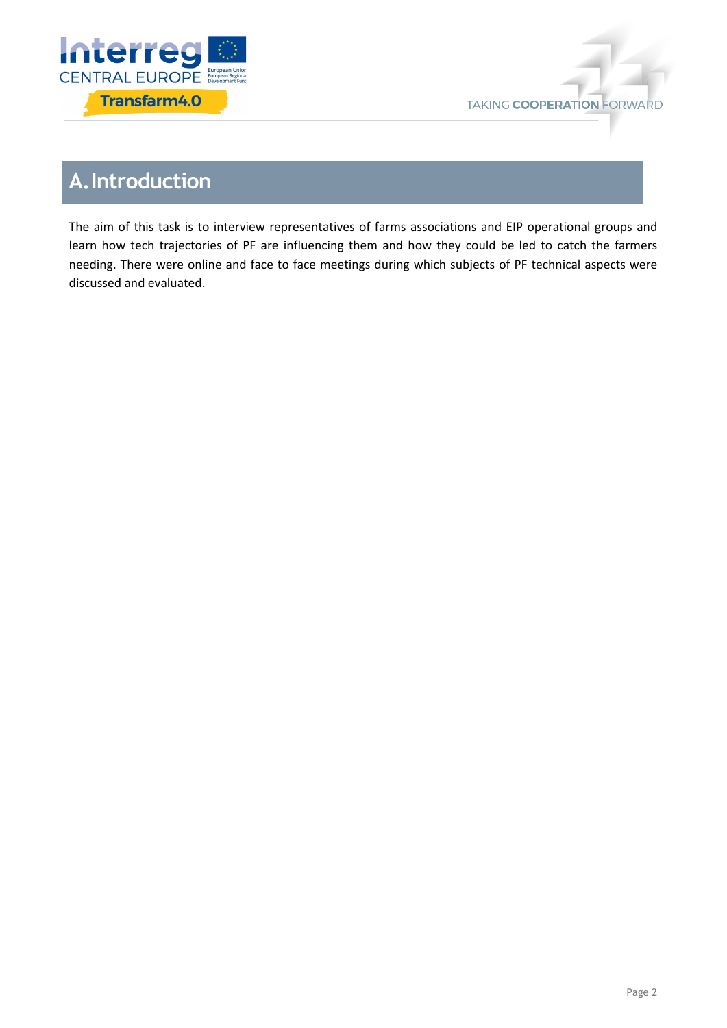# A. Introduction

The aim of this task is to interview representatives of farms associations and EIP operational groups and learn how tech trajectories of PF are influencing them and how they could be led to catch the farmers needing. There were online and face to face meetings during which subjects of PF technical aspects were discussed and evaluated.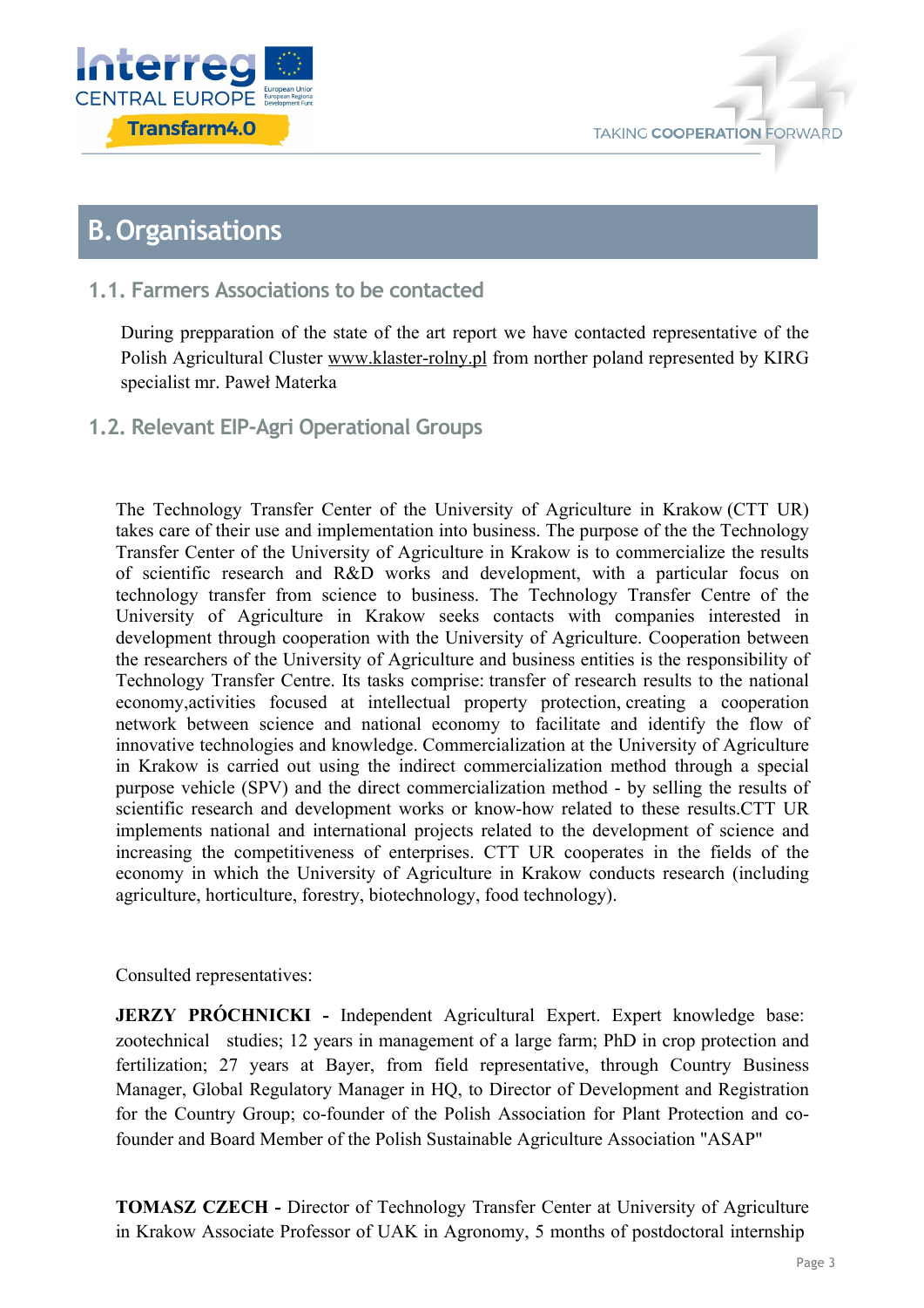# B. Organisations

## 1.1. Farmers Associations to be contacted

During prepparation of the state of the art report we have contacted representative of the Polish Agricultural Cluster www.klaster-rolny.pl from norther poland represented by KIRG specialist mr. Paweł Materka

## 1.2. Relevant EIP-Agri Operational Groups

The Technology Transfer Center of the University of Agriculture in Krakow (CTT UR) takes care of their use and implementation into business. The purpose of the the Technology Transfer Center of the University of Agriculture in Krakow is to commercialize the results of scientific research and R&D works and development, with a particular focus on technology transfer from science to business. The Technology Transfer Centre of the University of Agriculture in Krakow seeks contacts with companies interested in development through cooperation with the University of Agriculture. Cooperation between the researchers of the University of Agriculture and business entities is the responsibility of Technology Transfer Centre. Its tasks comprise: transfer of research results to the national economy,activities focused at intellectual property protection, creating a cooperation network between science and national economy to facilitate and identify the flow of innovative technologies and knowledge. Commercialization at the University of Agriculture in Krakow is carried out using the indirect commercialization method through a special purpose vehicle (SPV) and the direct commercialization method - by selling the results of scientific research and development works or know-how related to these results.CTT UR implements national and international projects related to the development of science and increasing the competitiveness of enterprises. CTT UR cooperates in the fields of the economy in which the University of Agriculture in Krakow conducts research (including agriculture, horticulture, forestry, biotechnology, food technology).

Consulted representatives:

**JERZY PRÓCHNICKI -** Independent Agricultural Expert. Expert knowledge base: zootechnical studies; 12 years in management of a large farm; PhD in crop protection and fertilization; 27 years at Bayer, from field representative, through Country Business Manager, Global Regulatory Manager in HQ, to Director of Development and Registration for the Country Group; co-founder of the Polish Association for Plant Protection and co-founder and Board Member of the Polish Sustainable Agriculture Association "ASAP"

**TOMASZ CZECH -** Director of Technology Transfer Center at University of Agriculture in Krakow Associate Professor of UAK in Agronomy, 5 months of postdoctoral internship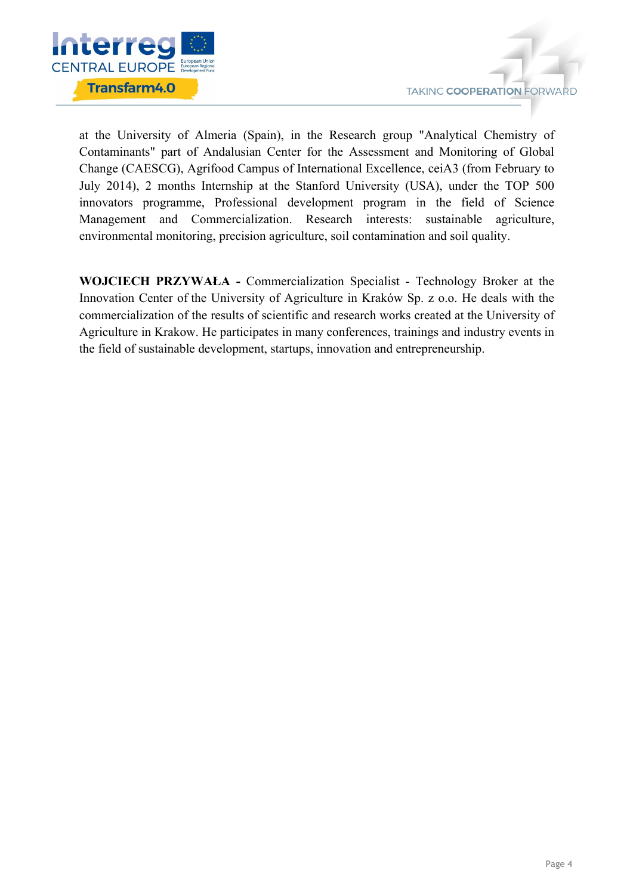at the University of Almeria (Spain), in the Research group "Analytical Chemistry of Contaminants" part of Andalusian Center for the Assessment and Monitoring of Global Change (CAESCG), Agrifood Campus of International Excellence, ceiA3 (from February to July 2014), 2 months Internship at the Stanford University (USA), under the TOP 500 innovators programme, Professional development program in the field of Science Management and Commercialization. Research interests: sustainable agriculture, environmental monitoring, precision agriculture, soil contamination and soil quality.

**WOJCIECH PRZYWAŁA -** Commercialization Specialist - Technology Broker at the Innovation Center of the University of Agriculture in Kraków Sp. z o.o. He deals with the commercialization of the results of scientific and research works created at the University of Agriculture in Krakow. He participates in many conferences, trainings and industry events in the field of sustainable development, startups, innovation and entrepreneurship.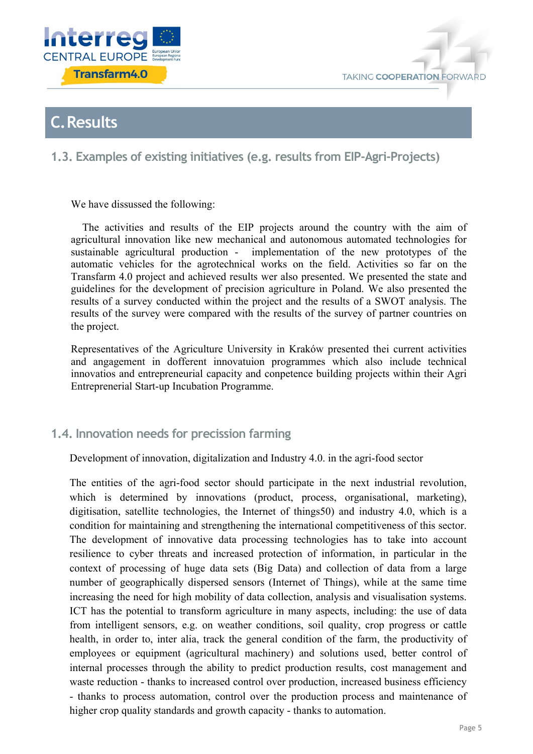# C. Results

## 1.3. Examples of existing initiatives (e.g. results from EIP-Agri-Projects)

We have dissussed the following:

The activities and results of the EIP projects around the country with the aim of agricultural innovation like new mechanical and autonomous automated technologies for sustainable agricultural production - implementation of the new prototypes of the automatic vehicles for the agrotechnical works on the field. Activities so far on the Transfarm 4.0 project and achieved results wer also presented. We presented the state and guidelines for the development of precision agriculture in Poland. We also presented the results of a survey conducted within the project and the results of a SWOT analysis. The results of the survey were compared with the results of the survey of partner countries on the project.

Representatives of the Agriculture University in Kraków presented thei current activities and engagement in dofferent innovatuion programmes which also include technical innovatios and entrepreneurial capacity and conpetence building projects within their Agri Entrepreneurial Start-up Incubation Programme.

## 1.4. Innovation needs for precission farming

Development of innovation, digitalization and Industry 4.0. in the agri-food sector

The entities of the agri-food sector should participate in the next industrial revolution, which is determined by innovations (product, process, organisational, marketing), digitisation, satellite technologies, the Internet of things50) and industry 4.0, which is a condition for maintaining and strengthening the international competitiveness of this sector. The development of innovative data processing technologies has to take into account resilience to cyber threats and increased protection of information, in particular in the context of processing of huge data sets (Big Data) and collection of data from a large number of geographically dispersed sensors (Internet of Things), while at the same time increasing the need for high mobility of data collection, analysis and visualisation systems. ICT has the potential to transform agriculture in many aspects, including: the use of data from intelligent sensors, e.g. on weather conditions, soil quality, crop progress or cattle health, in order to, inter alia, track the general condition of the farm, the productivity of employees or equipment (agricultural machinery) and solutions used, better control of internal processes through the ability to predict production results, cost management and waste reduction - thanks to increased control over production, increased business efficiency - thanks to process automation, control over the production process and maintenance of higher crop quality standards and growth capacity - thanks to automation.